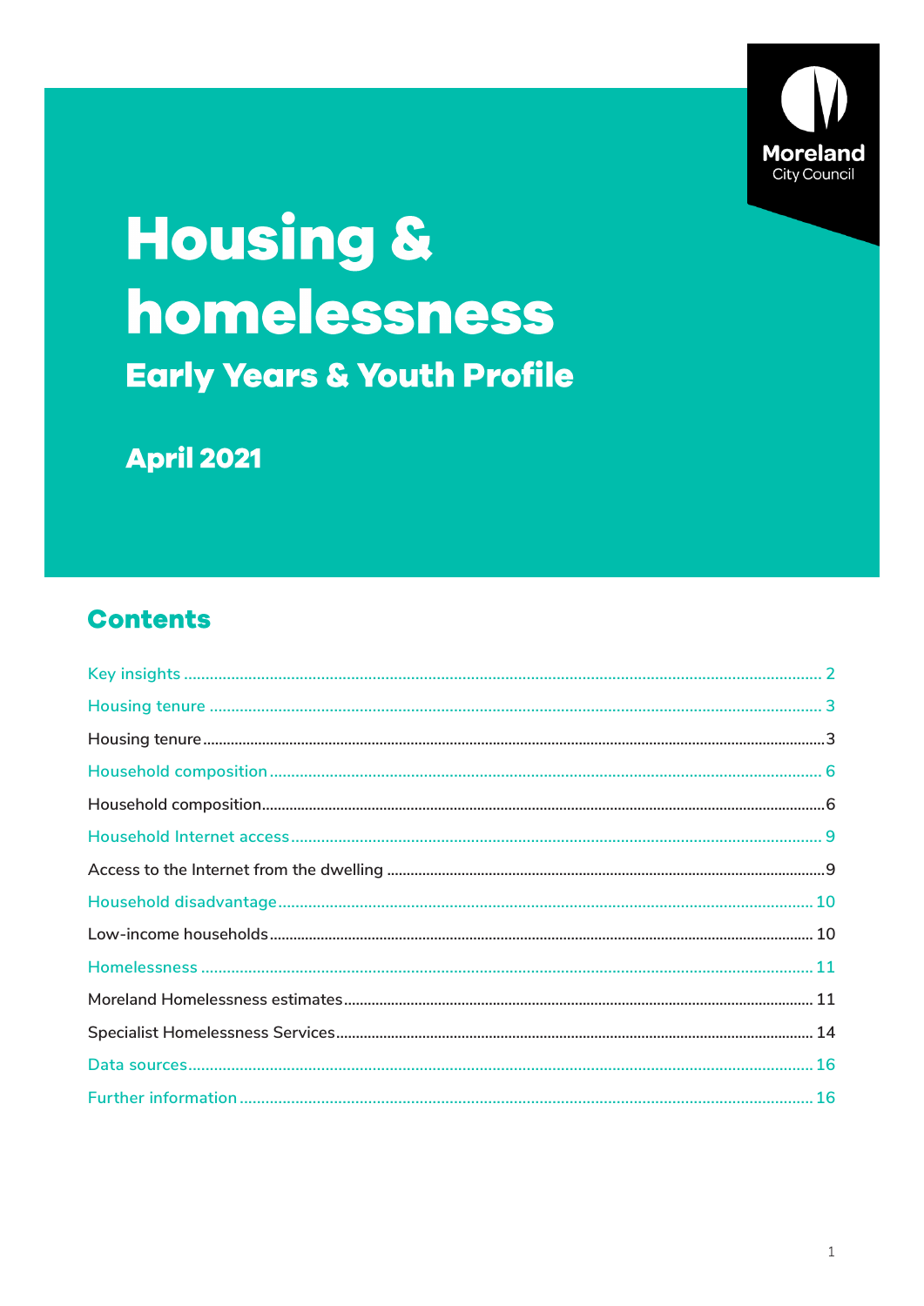Moreland City Council

# Housing & homelessness

## Early Years & Youth Profile

**April 2021**

## Contents

Key insights .......... 2

Housing tenure .......... 3

Housing tenure .......... 3

Household composition .......... 6

Household composition .......... 6

Household Internet access .......... 9

Access to the Internet from the dwelling .......... 9

Household disadvantage .......... 10

Low-income households .......... 10

Homelessness .......... 11

Moreland Homelessness estimates .......... 11

Specialist Homelessness Services .......... 14

Data sources .......... 16

Further information .......... 16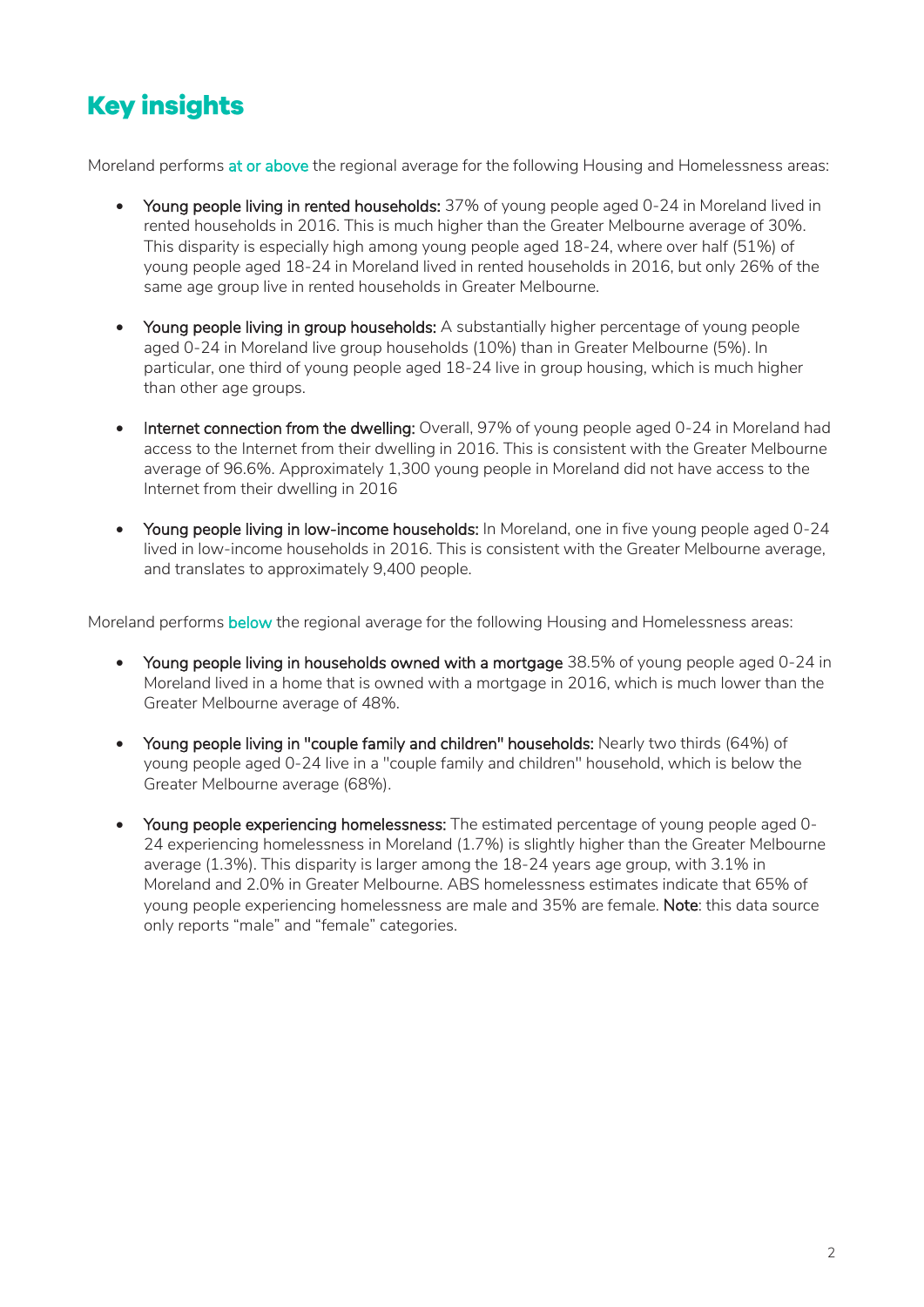# Key insights

Moreland performs at or above the regional average for the following Housing and Homelessness areas:

- **Young people living in rented households:** 37% of young people aged 0-24 in Moreland lived in rented households in 2016. This is much higher than the Greater Melbourne average of 30%. This disparity is especially high among young people aged 18-24, where over half (51%) of young people aged 18-24 in Moreland lived in rented households in 2016, but only 26% of the same age group live in rented households in Greater Melbourne.

- **Young people living in group households:** A substantially higher percentage of young people aged 0-24 in Moreland live group households (10%) than in Greater Melbourne (5%). In particular, one third of young people aged 18-24 live in group housing, which is much higher than other age groups.

- **Internet connection from the dwelling:** Overall, 97% of young people aged 0-24 in Moreland had access to the Internet from their dwelling in 2016. This is consistent with the Greater Melbourne average of 96.6%. Approximately 1,300 young people in Moreland did not have access to the Internet from their dwelling in 2016

- **Young people living in low-income households:** In Moreland, one in five young people aged 0-24 lived in low-income households in 2016. This is consistent with the Greater Melbourne average, and translates to approximately 9,400 people.

Moreland performs below the regional average for the following Housing and Homelessness areas:

- **Young people living in households owned with a mortgage** 38.5% of young people aged 0-24 in Moreland lived in a home that is owned with a mortgage in 2016, which is much lower than the Greater Melbourne average of 48%.

- **Young people living in "couple family and children" households:** Nearly two thirds (64%) of young people aged 0-24 live in a "couple family and children" household, which is below the Greater Melbourne average (68%).

- **Young people experiencing homelessness:** The estimated percentage of young people aged 0-24 experiencing homelessness in Moreland (1.7%) is slightly higher than the Greater Melbourne average (1.3%). This disparity is larger among the 18-24 years age group, with 3.1% in Moreland and 2.0% in Greater Melbourne. ABS homelessness estimates indicate that 65% of young people experiencing homelessness are male and 35% are female. **Note**: this data source only reports "male" and "female" categories.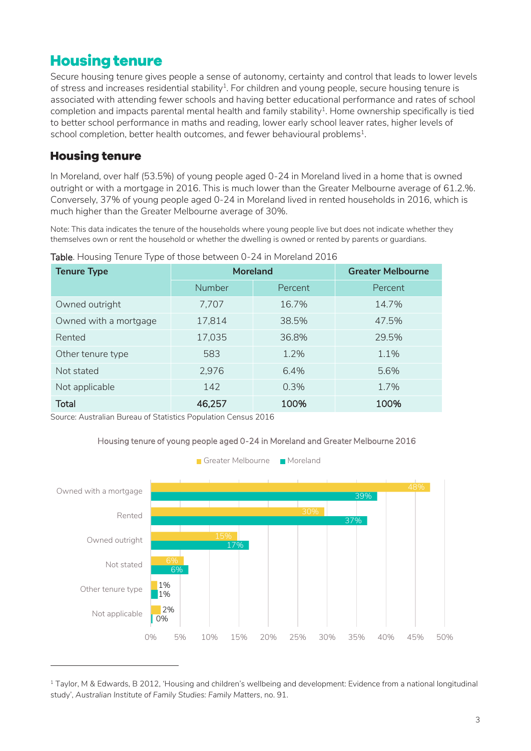# Housing tenure

Secure housing tenure gives people a sense of autonomy, certainty and control that leads to lower levels of stress and increases residential stability[1]. For children and young people, secure housing tenure is associated with attending fewer schools and having better educational performance and rates of school completion and impacts parental mental health and family stability[1]. Home ownership specifically is tied to better school performance in maths and reading, lower early school leaver rates, higher levels of school completion, better health outcomes, and fewer behavioural problems[1].

## Housing tenure

In Moreland, over half (53.5%) of young people aged 0-24 in Moreland lived in a home that is owned outright or with a mortgage in 2016. This is much lower than the Greater Melbourne average of 61.2.%. Conversely, 37% of young people aged 0-24 in Moreland lived in rented households in 2016, which is much higher than the Greater Melbourne average of 30%.

Note: This data indicates the tenure of the households where young people live but does not indicate whether they themselves own or rent the household or whether the dwelling is owned or rented by parents or guardians.

**Table**. Housing Tenure Type of those between 0-24 in Moreland 2016

| Tenure Type | Moreland | | Greater Melbourne |
|---|---|---|---|
| | Number | Percent | Percent |
| Owned outright | 7,707 | 16.7% | 14.7% |
| Owned with a mortgage | 17,814 | 38.5% | 47.5% |
| Rented | 17,035 | 36.8% | 29.5% |
| Other tenure type | 583 | 1.2% | 1.1% |
| Not stated | 2,976 | 6.4% | 5.6% |
| Not applicable | 142 | 0.3% | 1.7% |
| **Total** | **46,257** | **100%** | **100%** |

Source: Australian Bureau of Statistics Population Census 2016

Housing tenure of young people aged 0-24 in Moreland and Greater Melbourne 2016

| Tenure | Greater Melbourne | Moreland |
|---|---|---|
| Owned with a mortgage | 48% | 39% |
| Rented | 30% | 37% |
| Owned outright | 15% | 17% |
| Not stated | 6% | 6% |
| Other tenure type | 1% | 1% |
| Not applicable | 2% | 0% |

[1] Taylor, M & Edwards, B 2012, 'Housing and children's wellbeing and development: Evidence from a national longitudinal study', *Australian Institute of Family Studies: Family Matters*, no. 91.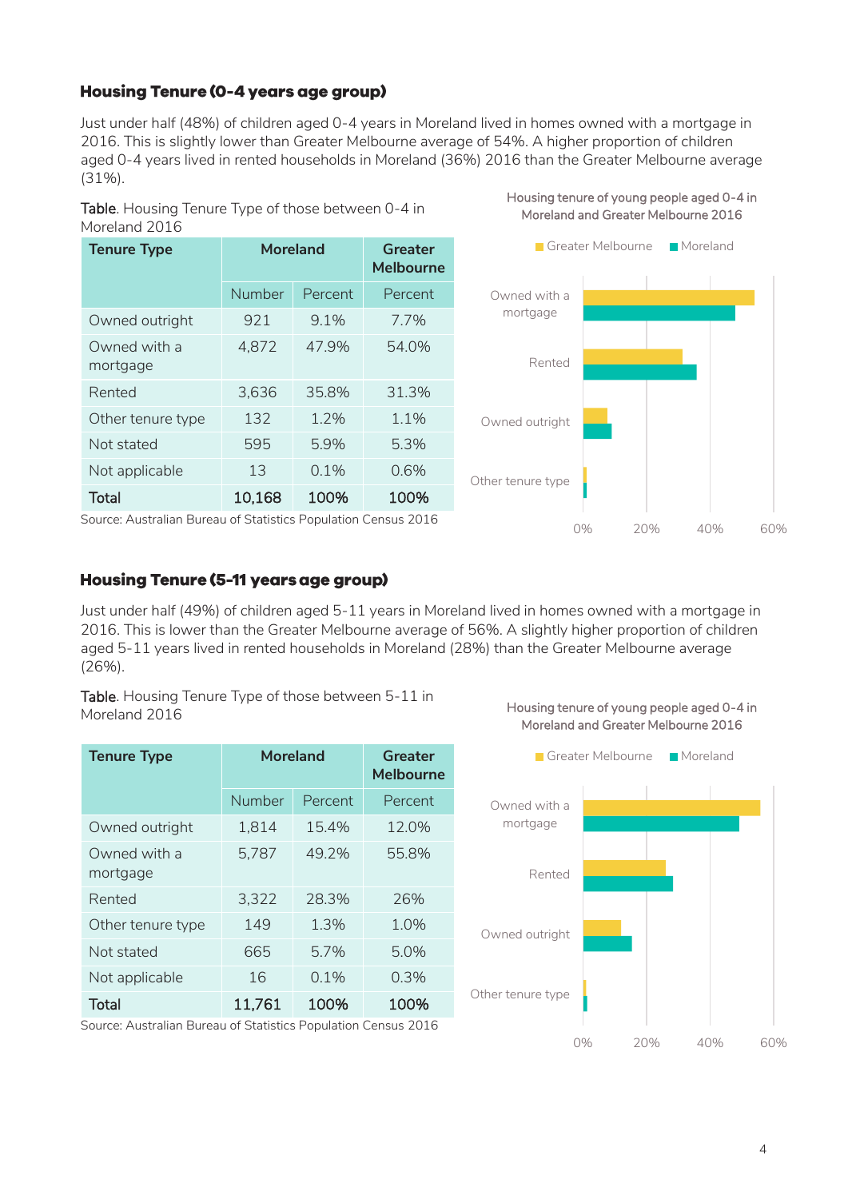### Housing Tenure (0-4 years age group)

Just under half (48%) of children aged 0-4 years in Moreland lived in homes owned with a mortgage in 2016. This is slightly lower than Greater Melbourne average of 54%. A higher proportion of children aged 0-4 years lived in rented households in Moreland (36%) 2016 than the Greater Melbourne average (31%).

**Table**. Housing Tenure Type of those between 0-4 in Moreland 2016

| Tenure Type | Moreland | | Greater Melbourne |
|---|---|---|---|
| | Number | Percent | Percent |
| Owned outright | 921 | 9.1% | 7.7% |
| Owned with a mortgage | 4,872 | 47.9% | 54.0% |
| Rented | 3,636 | 35.8% | 31.3% |
| Other tenure type | 132 | 1.2% | 1.1% |
| Not stated | 595 | 5.9% | 5.3% |
| Not applicable | 13 | 0.1% | 0.6% |
| **Total** | **10,168** | **100%** | **100%** |

Source: Australian Bureau of Statistics Population Census 2016

Housing tenure of young people aged 0-4 in Moreland and Greater Melbourne 2016

### Housing Tenure (5-11 years age group)

Just under half (49%) of children aged 5-11 years in Moreland lived in homes owned with a mortgage in 2016. This is lower than the Greater Melbourne average of 56%. A slightly higher proportion of children aged 5-11 years lived in rented households in Moreland (28%) than the Greater Melbourne average (26%).

**Table**. Housing Tenure Type of those between 5-11 in Moreland 2016

| Tenure Type | Moreland | | Greater Melbourne |
|---|---|---|---|
| | Number | Percent | Percent |
| Owned outright | 1,814 | 15.4% | 12.0% |
| Owned with a mortgage | 5,787 | 49.2% | 55.8% |
| Rented | 3,322 | 28.3% | 26% |
| Other tenure type | 149 | 1.3% | 1.0% |
| Not stated | 665 | 5.7% | 5.0% |
| Not applicable | 16 | 0.1% | 0.3% |
| **Total** | **11,761** | **100%** | **100%** |

Source: Australian Bureau of Statistics Population Census 2016

Housing tenure of young people aged 0-4 in Moreland and Greater Melbourne 2016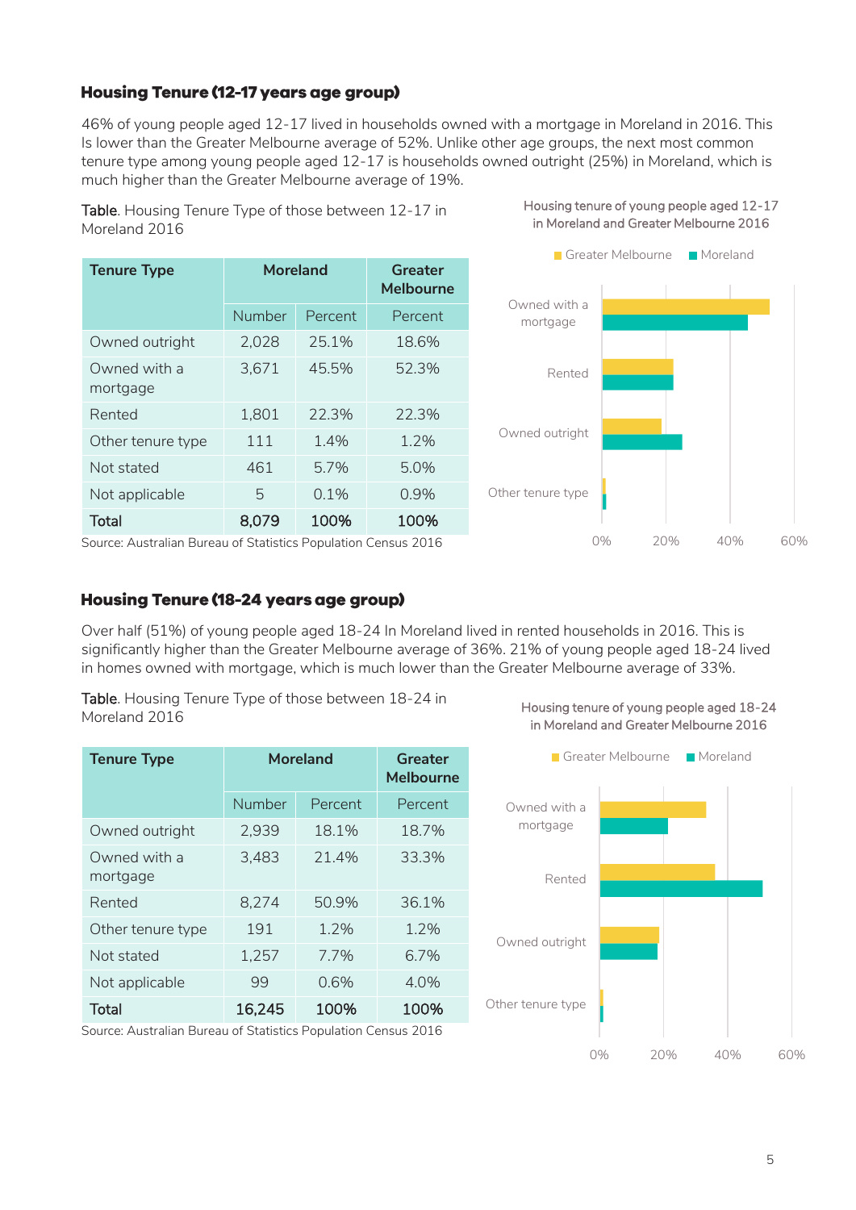### Housing Tenure (12-17 years age group)

46% of young people aged 12-17 lived in households owned with a mortgage in Moreland in 2016. This Is lower than the Greater Melbourne average of 52%. Unlike other age groups, the next most common tenure type among young people aged 12-17 is households owned outright (25%) in Moreland, which is much higher than the Greater Melbourne average of 19%.

**Table**. Housing Tenure Type of those between 12-17 in Moreland 2016

| Tenure Type | Moreland | | Greater Melbourne |
|---|---|---|---|
| | Number | Percent | Percent |
| Owned outright | 2,028 | 25.1% | 18.6% |
| Owned with a mortgage | 3,671 | 45.5% | 52.3% |
| Rented | 1,801 | 22.3% | 22.3% |
| Other tenure type | 111 | 1.4% | 1.2% |
| Not stated | 461 | 5.7% | 5.0% |
| Not applicable | 5 | 0.1% | 0.9% |
| **Total** | **8,079** | **100%** | **100%** |

Source: Australian Bureau of Statistics Population Census 2016

Housing tenure of young people aged 12-17 in Moreland and Greater Melbourne 2016

### Housing Tenure (18-24 years age group)

Over half (51%) of young people aged 18-24 In Moreland lived in rented households in 2016. This is significantly higher than the Greater Melbourne average of 36%. 21% of young people aged 18-24 lived in homes owned with mortgage, which is much lower than the Greater Melbourne average of 33%.

**Table**. Housing Tenure Type of those between 18-24 in Moreland 2016

| Tenure Type | Moreland | | Greater Melbourne |
|---|---|---|---|
| | Number | Percent | Percent |
| Owned outright | 2,939 | 18.1% | 18.7% |
| Owned with a mortgage | 3,483 | 21.4% | 33.3% |
| Rented | 8,274 | 50.9% | 36.1% |
| Other tenure type | 191 | 1.2% | 1.2% |
| Not stated | 1,257 | 7.7% | 6.7% |
| Not applicable | 99 | 0.6% | 4.0% |
| **Total** | **16,245** | **100%** | **100%** |

Source: Australian Bureau of Statistics Population Census 2016

Housing tenure of young people aged 18-24 in Moreland and Greater Melbourne 2016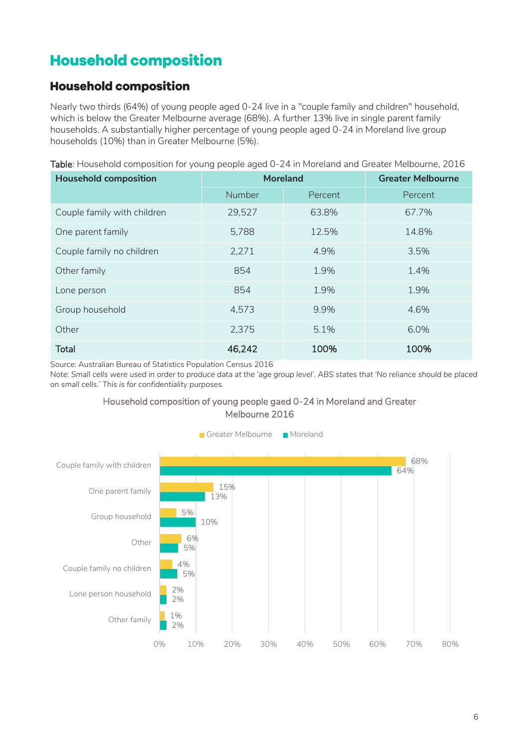# Household composition

## Household composition

Nearly two thirds (64%) of young people aged 0-24 live in a "couple family and children" household, which is below the Greater Melbourne average (68%). A further 13% live in single parent family households. A substantially higher percentage of young people aged 0-24 in Moreland live group households (10%) than in Greater Melbourne (5%).

**Table**: Household composition for young people aged 0-24 in Moreland and Greater Melbourne, 2016

| Household composition | Moreland | | Greater Melbourne |
|---|---|---|---|
| | Number | Percent | Percent |
| Couple family with children | 29,527 | 63.8% | 67.7% |
| One parent family | 5,788 | 12.5% | 14.8% |
| Couple family no children | 2,271 | 4.9% | 3.5% |
| Other family | 854 | 1.9% | 1.4% |
| Lone person | 854 | 1.9% | 1.9% |
| Group household | 4,573 | 9.9% | 4.6% |
| Other | 2,375 | 5.1% | 6.0% |
| **Total** | **46,242** | **100%** | **100%** |

Source: Australian Bureau of Statistics Population Census 2016

Note: *Small cells were used in order to produce data at the 'age group level'. ABS states that 'No reliance should be placed on small cells.' This is for confidentiality purposes.*

Household composition of young people gaed 0-24 in Moreland and Greater Melbourne 2016

| | Greater Melbourne | Moreland |
|---|---|---|
| Couple family with children | 68% | 64% |
| One parent family | 15% | 13% |
| Group household | 5% | 10% |
| Other | 6% | 5% |
| Couple family no children | 4% | 5% |
| Lone person household | 2% | 2% |
| Other family | 1% | 2% |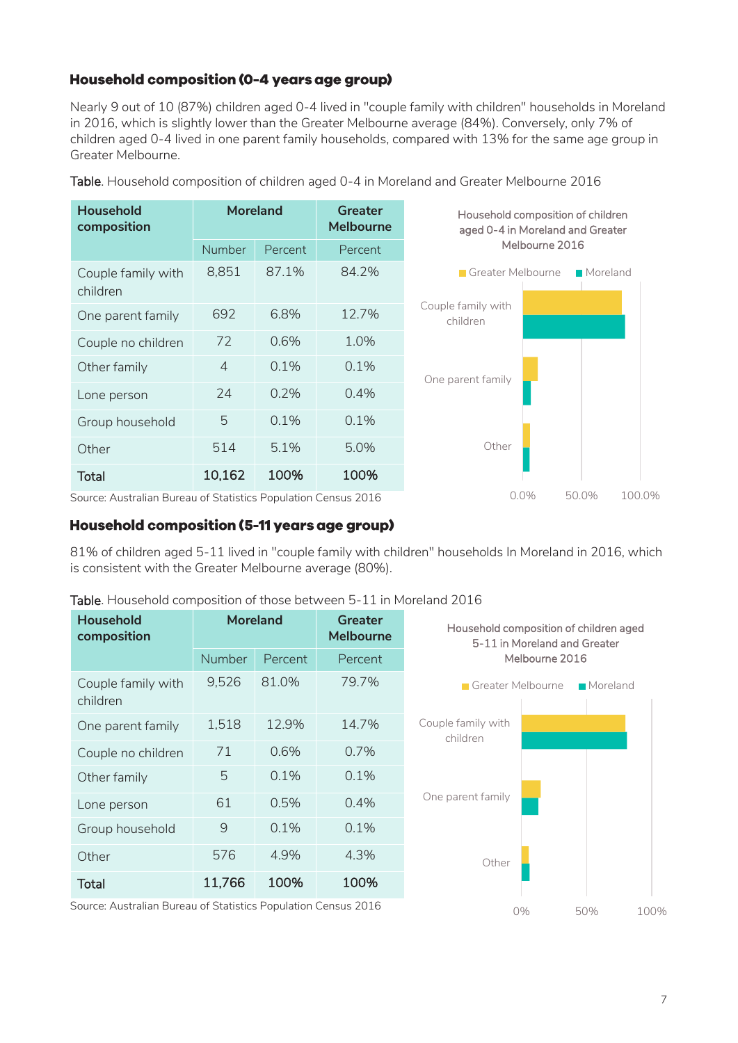## Household composition (0-4 years age group)

Nearly 9 out of 10 (87%) children aged 0-4 lived in "couple family with children" households in Moreland in 2016, which is slightly lower than the Greater Melbourne average (84%). Conversely, only 7% of children aged 0-4 lived in one parent family households, compared with 13% for the same age group in Greater Melbourne.

Table. Household composition of children aged 0-4 in Moreland and Greater Melbourne 2016

| Household composition | Moreland | | Greater Melbourne |
|---|---|---|---|
| | Number | Percent | Percent |
| Couple family with children | 8,851 | 87.1% | 84.2% |
| One parent family | 692 | 6.8% | 12.7% |
| Couple no children | 72 | 0.6% | 1.0% |
| Other family | 4 | 0.1% | 0.1% |
| Lone person | 24 | 0.2% | 0.4% |
| Group household | 5 | 0.1% | 0.1% |
| Other | 514 | 5.1% | 5.0% |
| **Total** | **10,162** | **100%** | **100%** |

Source: Australian Bureau of Statistics Population Census 2016

Household composition of children aged 0-4 in Moreland and Greater Melbourne 2016

## Household composition (5-11 years age group)

81% of children aged 5-11 lived in "couple family with children" households In Moreland in 2016, which is consistent with the Greater Melbourne average (80%).

Table. Household composition of those between 5-11 in Moreland 2016

| Household composition | Moreland | | Greater Melbourne |
|---|---|---|---|
| | Number | Percent | Percent |
| Couple family with children | 9,526 | 81.0% | 79.7% |
| One parent family | 1,518 | 12.9% | 14.7% |
| Couple no children | 71 | 0.6% | 0.7% |
| Other family | 5 | 0.1% | 0.1% |
| Lone person | 61 | 0.5% | 0.4% |
| Group household | 9 | 0.1% | 0.1% |
| Other | 576 | 4.9% | 4.3% |
| **Total** | **11,766** | **100%** | **100%** |

Source: Australian Bureau of Statistics Population Census 2016

Household composition of children aged 5-11 in Moreland and Greater Melbourne 2016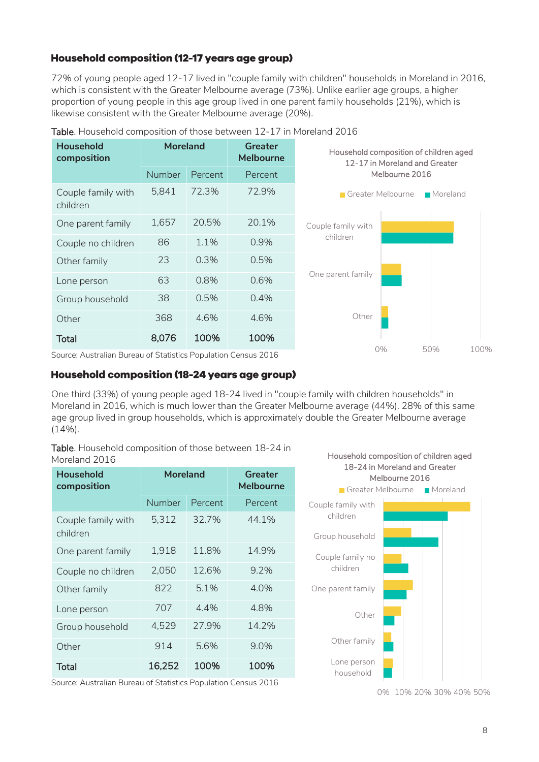### Household composition (12-17 years age group)

72% of young people aged 12-17 lived in "couple family with children" households in Moreland in 2016, which is consistent with the Greater Melbourne average (73%). Unlike earlier age groups, a higher proportion of young people in this age group lived in one parent family households (21%), which is likewise consistent with the Greater Melbourne average (20%).

**Table**. Household composition of those between 12-17 in Moreland 2016

| Household composition | Moreland | | Greater Melbourne |
|---|---|---|---|
| | Number | Percent | Percent |
| Couple family with children | 5,841 | 72.3% | 72.9% |
| One parent family | 1,657 | 20.5% | 20.1% |
| Couple no children | 86 | 1.1% | 0.9% |
| Other family | 23 | 0.3% | 0.5% |
| Lone person | 63 | 0.8% | 0.6% |
| Group household | 38 | 0.5% | 0.4% |
| Other | 368 | 4.6% | 4.6% |
| **Total** | **8,076** | **100%** | **100%** |

Source: Australian Bureau of Statistics Population Census 2016

Household composition of children aged 12-17 in Moreland and Greater Melbourne 2016

### Household composition (18-24 years age group)

One third (33%) of young people aged 18-24 lived in "couple family with children households" in Moreland in 2016, which is much lower than the Greater Melbourne average (44%). 28% of this same age group lived in group households, which is approximately double the Greater Melbourne average (14%).

**Table**. Household composition of those between 18-24 in Moreland 2016

| Household composition | Moreland | | Greater Melbourne |
|---|---|---|---|
| | Number | Percent | Percent |
| Couple family with children | 5,312 | 32.7% | 44.1% |
| One parent family | 1,918 | 11.8% | 14.9% |
| Couple no children | 2,050 | 12.6% | 9.2% |
| Other family | 822 | 5.1% | 4.0% |
| Lone person | 707 | 4.4% | 4.8% |
| Group household | 4,529 | 27.9% | 14.2% |
| Other | 914 | 5.6% | 9.0% |
| **Total** | **16,252** | **100%** | **100%** |

Source: Australian Bureau of Statistics Population Census 2016

Household composition of children aged 18-24 in Moreland and Greater Melbourne 2016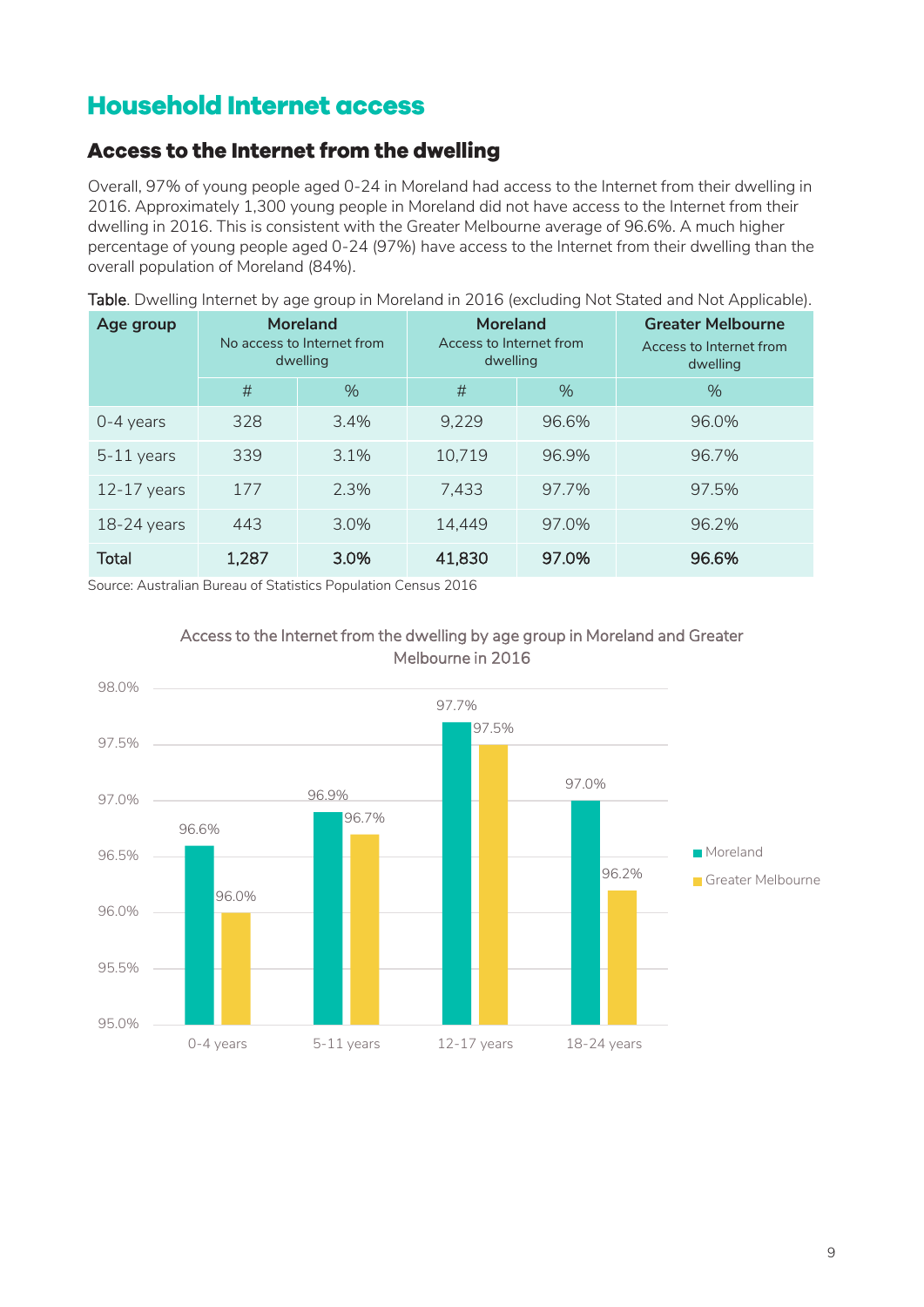# Household Internet access

## Access to the Internet from the dwelling

Overall, 97% of young people aged 0-24 in Moreland had access to the Internet from their dwelling in 2016. Approximately 1,300 young people in Moreland did not have access to the Internet from their dwelling in 2016. This is consistent with the Greater Melbourne average of 96.6%. A much higher percentage of young people aged 0-24 (97%) have access to the Internet from their dwelling than the overall population of Moreland (84%).

**Table**. Dwelling Internet by age group in Moreland in 2016 (excluding Not Stated and Not Applicable).

| Age group | Moreland No access to Internet from dwelling | | Moreland Access to Internet from dwelling | | Greater Melbourne Access to Internet from dwelling |
|---|---|---|---|---|---|
| | # | % | # | % | % |
| 0-4 years | 328 | 3.4% | 9,229 | 96.6% | 96.0% |
| 5-11 years | 339 | 3.1% | 10,719 | 96.9% | 96.7% |
| 12-17 years | 177 | 2.3% | 7,433 | 97.7% | 97.5% |
| 18-24 years | 443 | 3.0% | 14,449 | 97.0% | 96.2% |
| **Total** | **1,287** | **3.0%** | **41,830** | **97.0%** | **96.6%** |

Source: Australian Bureau of Statistics Population Census 2016

Access to the Internet from the dwelling by age group in Moreland and Greater Melbourne in 2016

| Age group | Moreland | Greater Melbourne |
|---|---|---|
| 0-4 years | 96.6% | 96.0% |
| 5-11 years | 96.9% | 96.7% |
| 12-17 years | 97.7% | 97.5% |
| 18-24 years | 97.0% | 96.2% |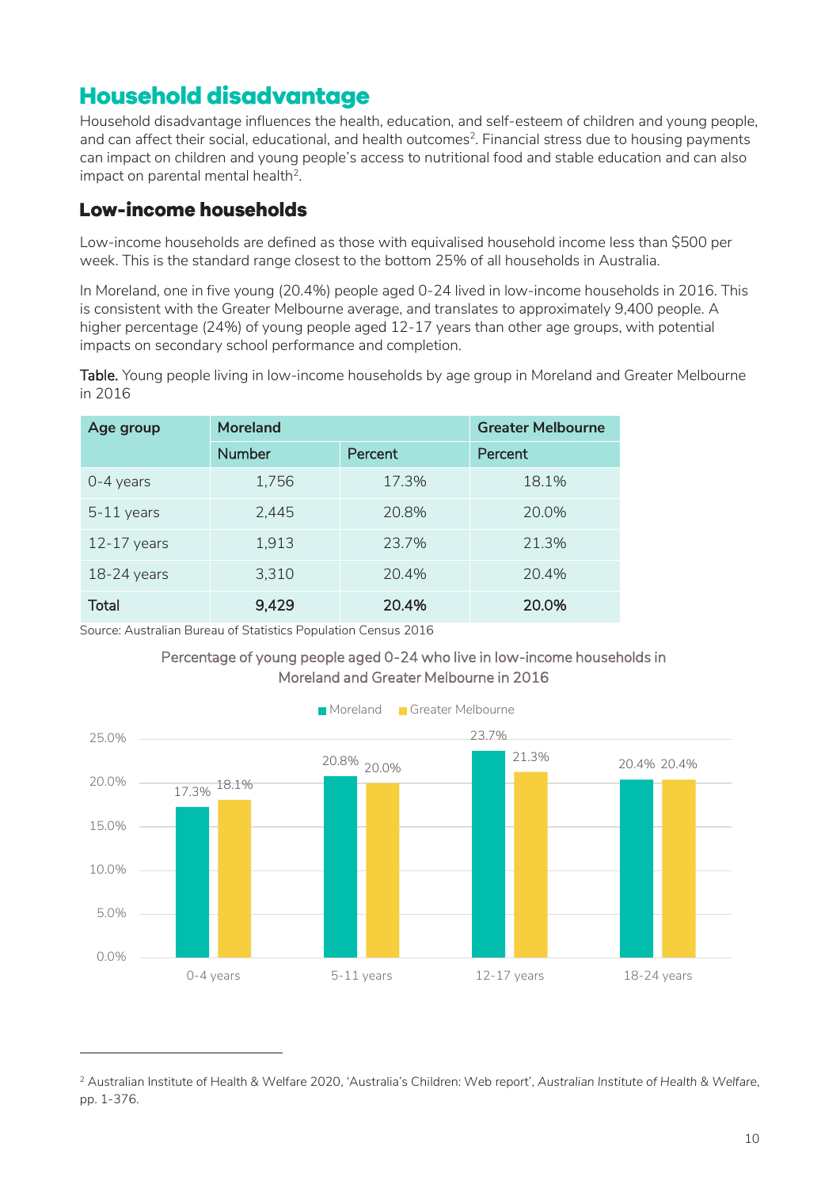# Household disadvantage

Household disadvantage influences the health, education, and self-esteem of children and young people, and can affect their social, educational, and health outcomes[2]. Financial stress due to housing payments can impact on children and young people's access to nutritional food and stable education and can also impact on parental mental health[2].

## Low-income households

Low-income households are defined as those with equivalised household income less than $500 per week. This is the standard range closest to the bottom 25% of all households in Australia.

In Moreland, one in five young (20.4%) people aged 0-24 lived in low-income households in 2016. This is consistent with the Greater Melbourne average, and translates to approximately 9,400 people. A higher percentage (24%) of young people aged 12-17 years than other age groups, with potential impacts on secondary school performance and completion.

**Table.** Young people living in low-income households by age group in Moreland and Greater Melbourne in 2016

| Age group | Moreland | | Greater Melbourne |
|---|---|---|---|
| | Number | Percent | Percent |
| 0-4 years | 1,756 | 17.3% | 18.1% |
| 5-11 years | 2,445 | 20.8% | 20.0% |
| 12-17 years | 1,913 | 23.7% | 21.3% |
| 18-24 years | 3,310 | 20.4% | 20.4% |
| **Total** | **9,429** | **20.4%** | **20.0%** |

Source: Australian Bureau of Statistics Population Census 2016

Percentage of young people aged 0-24 who live in low-income households in Moreland and Greater Melbourne in 2016

| Age group | Moreland | Greater Melbourne |
|---|---|---|
| 0-4 years | 17.3% | 18.1% |
| 5-11 years | 20.8% | 20.0% |
| 12-17 years | 23.7% | 21.3% |
| 18-24 years | 20.4% | 20.4% |

---

[2] Australian Institute of Health & Welfare 2020, 'Australia's Children: Web report', *Australian Institute of Health & Welfare*, pp. 1-376.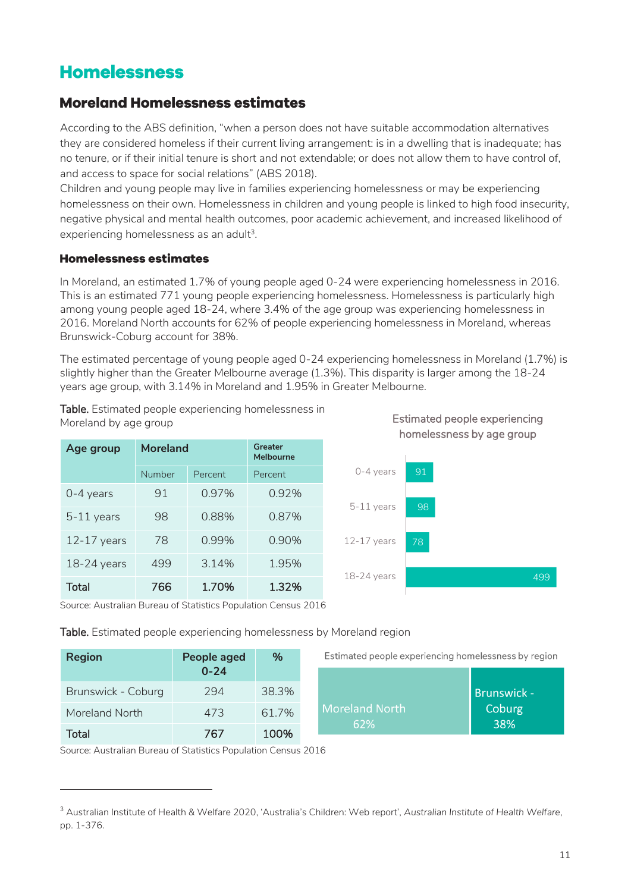# Homelessness

## Moreland Homelessness estimates

According to the ABS definition, "when a person does not have suitable accommodation alternatives they are considered homeless if their current living arrangement: is in a dwelling that is inadequate; has no tenure, or if their initial tenure is short and not extendable; or does not allow them to have control of, and access to space for social relations" (ABS 2018).
Children and young people may live in families experiencing homelessness or may be experiencing homelessness on their own. Homelessness in children and young people is linked to high food insecurity, negative physical and mental health outcomes, poor academic achievement, and increased likelihood of experiencing homelessness as an adult[3].

### Homelessness estimates

In Moreland, an estimated 1.7% of young people aged 0-24 were experiencing homelessness in 2016. This is an estimated 771 young people experiencing homelessness. Homelessness is particularly high among young people aged 18-24, where 3.4% of the age group was experiencing homelessness in 2016. Moreland North accounts for 62% of people experiencing homelessness in Moreland, whereas Brunswick-Coburg account for 38%.

The estimated percentage of young people aged 0-24 experiencing homelessness in Moreland (1.7%) is slightly higher than the Greater Melbourne average (1.3%). This disparity is larger among the 18-24 years age group, with 3.14% in Moreland and 1.95% in Greater Melbourne.

**Table.** Estimated people experiencing homelessness in Moreland by age group

| Age group | Moreland | | Greater Melbourne |
|---|---|---|---|
| | Number | Percent | Percent |
| 0-4 years | 91 | 0.97% | 0.92% |
| 5-11 years | 98 | 0.88% | 0.87% |
| 12-17 years | 78 | 0.99% | 0.90% |
| 18-24 years | 499 | 3.14% | 1.95% |
| **Total** | **766** | **1.70%** | **1.32%** |

Source: Australian Bureau of Statistics Population Census 2016

Estimated people experiencing homelessness by age group

| Age group | Number |
|---|---|
| 0-4 years | 91 |
| 5-11 years | 98 |
| 12-17 years | 78 |
| 18-24 years | 499 |

**Table.** Estimated people experiencing homelessness by Moreland region

| Region | People aged 0-24 | % |
|---|---|---|
| Brunswick - Coburg | 294 | 38.3% |
| Moreland North | 473 | 61.7% |
| **Total** | **767** | **100%** |

Source: Australian Bureau of Statistics Population Census 2016

Estimated people experiencing homelessness by region

Moreland North 62%

Brunswick - Coburg 38%

---

[3] Australian Institute of Health & Welfare 2020, 'Australia's Children: Web report', *Australian Institute of Health Welfare*, pp. 1-376.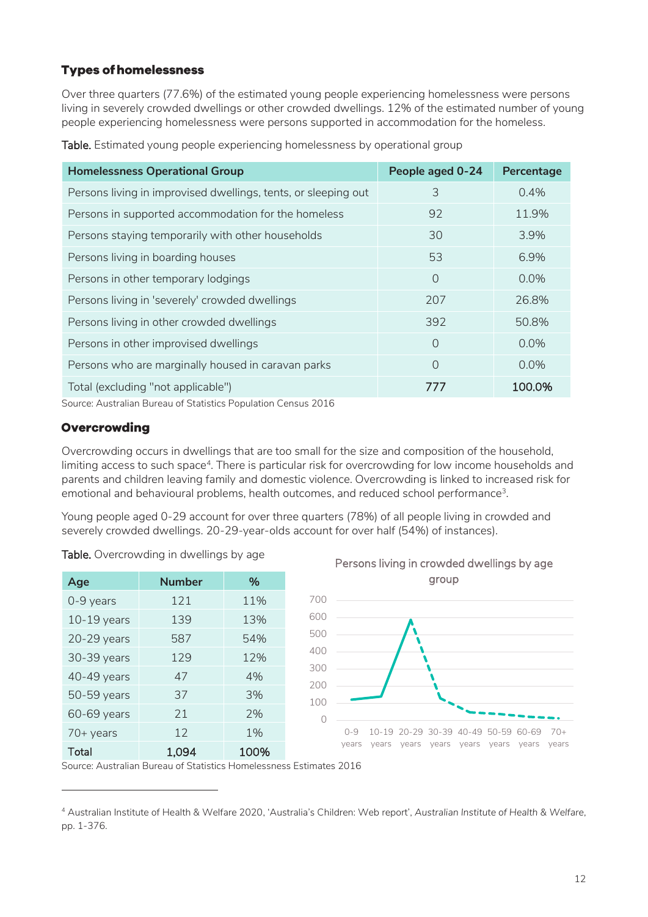### Types of homelessness

Over three quarters (77.6%) of the estimated young people experiencing homelessness were persons living in severely crowded dwellings or other crowded dwellings. 12% of the estimated number of young people experiencing homelessness were persons supported in accommodation for the homeless.

**Table.** Estimated young people experiencing homelessness by operational group

| Homelessness Operational Group | People aged 0-24 | Percentage |
|---|---|---|
| Persons living in improvised dwellings, tents, or sleeping out | 3 | 0.4% |
| Persons in supported accommodation for the homeless | 92 | 11.9% |
| Persons staying temporarily with other households | 30 | 3.9% |
| Persons living in boarding houses | 53 | 6.9% |
| Persons in other temporary lodgings | 0 | 0.0% |
| Persons living in 'severely' crowded dwellings | 207 | 26.8% |
| Persons living in other crowded dwellings | 392 | 50.8% |
| Persons in other improvised dwellings | 0 | 0.0% |
| Persons who are marginally housed in caravan parks | 0 | 0.0% |
| Total (excluding "not applicable") | **777** | **100.0%** |

Source: Australian Bureau of Statistics Population Census 2016

### Overcrowding

Overcrowding occurs in dwellings that are too small for the size and composition of the household, limiting access to such space[4]. There is particular risk for overcrowding for low income households and parents and children leaving family and domestic violence. Overcrowding is linked to increased risk for emotional and behavioural problems, health outcomes, and reduced school performance[3].

Young people aged 0-29 account for over three quarters (78%) of all people living in crowded and severely crowded dwellings. 20-29-year-olds account for over half (54%) of instances).

**Table.** Overcrowding in dwellings by age

| Age | Number | % |
|---|---|---|
| 0-9 years | 121 | 11% |
| 10-19 years | 139 | 13% |
| 20-29 years | 587 | 54% |
| 30-39 years | 129 | 12% |
| 40-49 years | 47 | 4% |
| 50-59 years | 37 | 3% |
| 60-69 years | 21 | 2% |
| 70+ years | 12 | 1% |
| Total | 1,094 | 100% |

Persons living in crowded dwellings by age group

Source: Australian Bureau of Statistics Homelessness Estimates 2016

[4] Australian Institute of Health & Welfare 2020, 'Australia's Children: Web report', *Australian Institute of Health & Welfare*, pp. 1-376.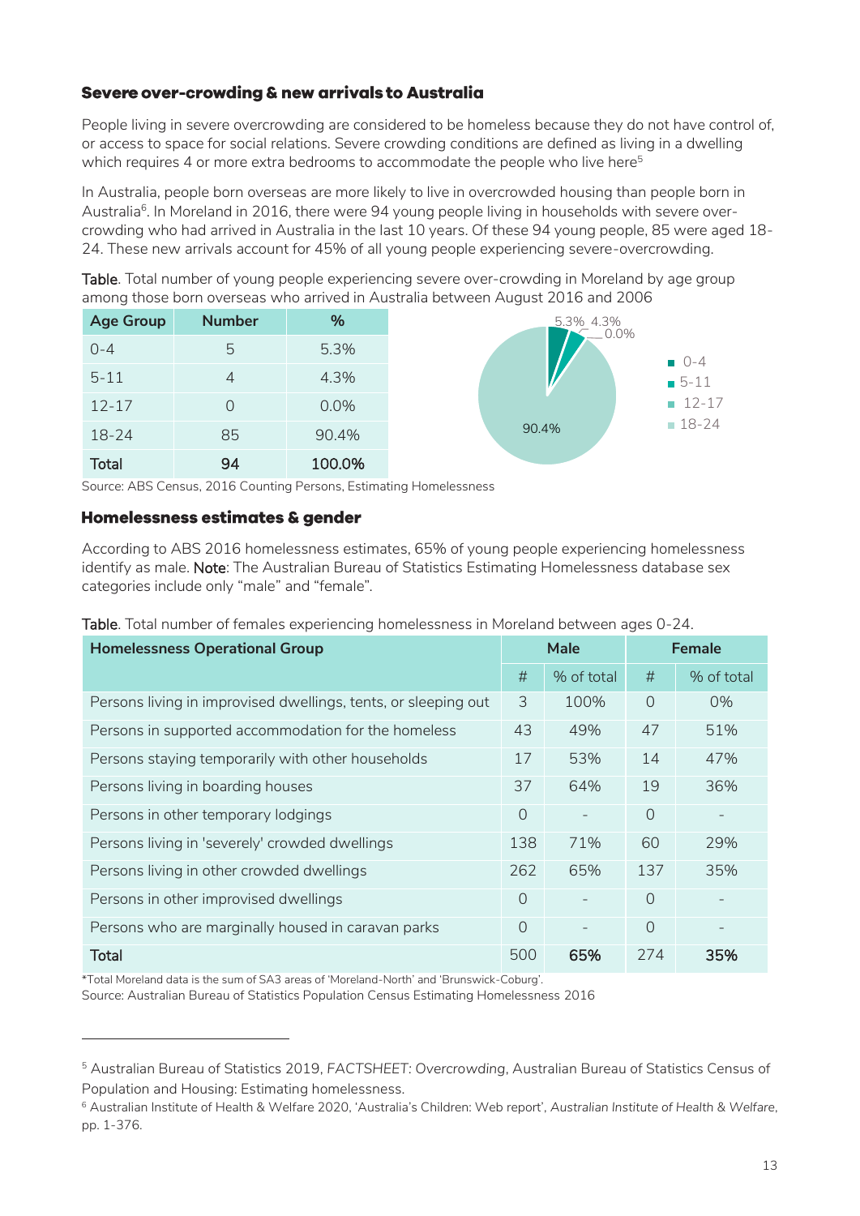### Severe over-crowding & new arrivals to Australia

People living in severe overcrowding are considered to be homeless because they do not have control of, or access to space for social relations. Severe crowding conditions are defined as living in a dwelling which requires 4 or more extra bedrooms to accommodate the people who live here[5]

In Australia, people born overseas are more likely to live in overcrowded housing than people born in Australia[6]. In Moreland in 2016, there were 94 young people living in households with severe over-crowding who had arrived in Australia in the last 10 years. Of these 94 young people, 85 were aged 18-24. These new arrivals account for 45% of all young people experiencing severe-overcrowding.

**Table**. Total number of young people experiencing severe over-crowding in Moreland by age group among those born overseas who arrived in Australia between August 2016 and 2006

| Age Group | Number | % |
|---|---|---|
| 0-4 | 5 | 5.3% |
| 5-11 | 4 | 4.3% |
| 12-17 | 0 | 0.0% |
| 18-24 | 85 | 90.4% |
| **Total** | **94** | **100.0%** |

Source: ABS Census, 2016 Counting Persons, Estimating Homelessness

### Homelessness estimates & gender

According to ABS 2016 homelessness estimates, 65% of young people experiencing homelessness identify as male. **Note**: The Australian Bureau of Statistics Estimating Homelessness database sex categories include only "male" and "female".

**Table**. Total number of females experiencing homelessness in Moreland between ages 0-24.

| Homelessness Operational Group | Male | | Female | |
|---|---|---|---|---|
| | # | % of total | # | % of total |
| Persons living in improvised dwellings, tents, or sleeping out | 3 | 100% | 0 | 0% |
| Persons in supported accommodation for the homeless | 43 | 49% | 47 | 51% |
| Persons staying temporarily with other households | 17 | 53% | 14 | 47% |
| Persons living in boarding houses | 37 | 64% | 19 | 36% |
| Persons in other temporary lodgings | 0 | - | 0 | - |
| Persons living in 'severely' crowded dwellings | 138 | 71% | 60 | 29% |
| Persons living in other crowded dwellings | 262 | 65% | 137 | 35% |
| Persons in other improvised dwellings | 0 | - | 0 | - |
| Persons who are marginally housed in caravan parks | 0 | - | 0 | - |
| **Total** | 500 | **65%** | 274 | **35%** |

*Total Moreland data is the sum of SA3 areas of 'Moreland-North' and 'Brunswick-Coburg'.

Source: Australian Bureau of Statistics Population Census Estimating Homelessness 2016

[5] Australian Bureau of Statistics 2019, *FACTSHEET: Overcrowding*, Australian Bureau of Statistics Census of Population and Housing: Estimating homelessness.

[6] Australian Institute of Health & Welfare 2020, 'Australia's Children: Web report', *Australian Institute of Health & Welfare*, pp. 1-376.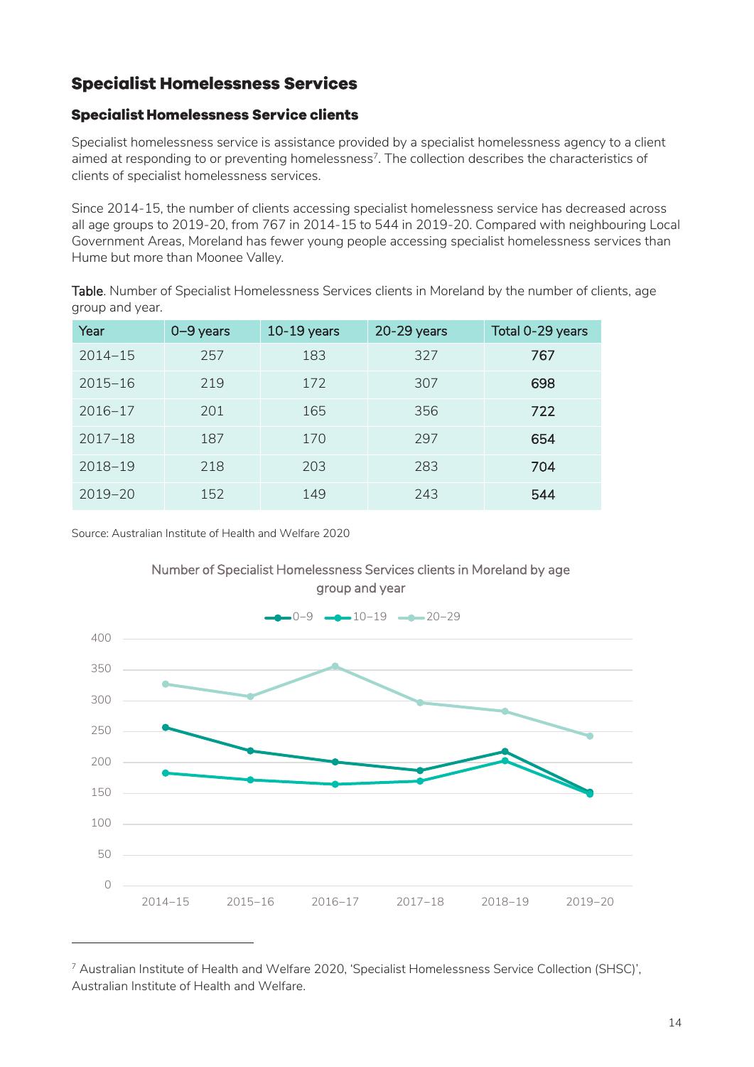## Specialist Homelessness Services

### Specialist Homelessness Service clients

Specialist homelessness service is assistance provided by a specialist homelessness agency to a client aimed at responding to or preventing homelessness[7]. The collection describes the characteristics of clients of specialist homelessness services.

Since 2014-15, the number of clients accessing specialist homelessness service has decreased across all age groups to 2019-20, from 767 in 2014-15 to 544 in 2019-20. Compared with neighbouring Local Government Areas, Moreland has fewer young people accessing specialist homelessness services than Hume but more than Moonee Valley.

**Table**. Number of Specialist Homelessness Services clients in Moreland by the number of clients, age group and year.

| Year | 0–9 years | 10-19 years | 20-29 years | Total 0-29 years |
|---|---|---|---|---|
| 2014–15 | 257 | 183 | 327 | 767 |
| 2015–16 | 219 | 172 | 307 | 698 |
| 2016–17 | 201 | 165 | 356 | 722 |
| 2017–18 | 187 | 170 | 297 | 654 |
| 2018–19 | 218 | 203 | 283 | 704 |
| 2019–20 | 152 | 149 | 243 | 544 |

Source: Australian Institute of Health and Welfare 2020

Number of Specialist Homelessness Services clients in Moreland by age group and year

---

[7] Australian Institute of Health and Welfare 2020, 'Specialist Homelessness Service Collection (SHSC)', Australian Institute of Health and Welfare.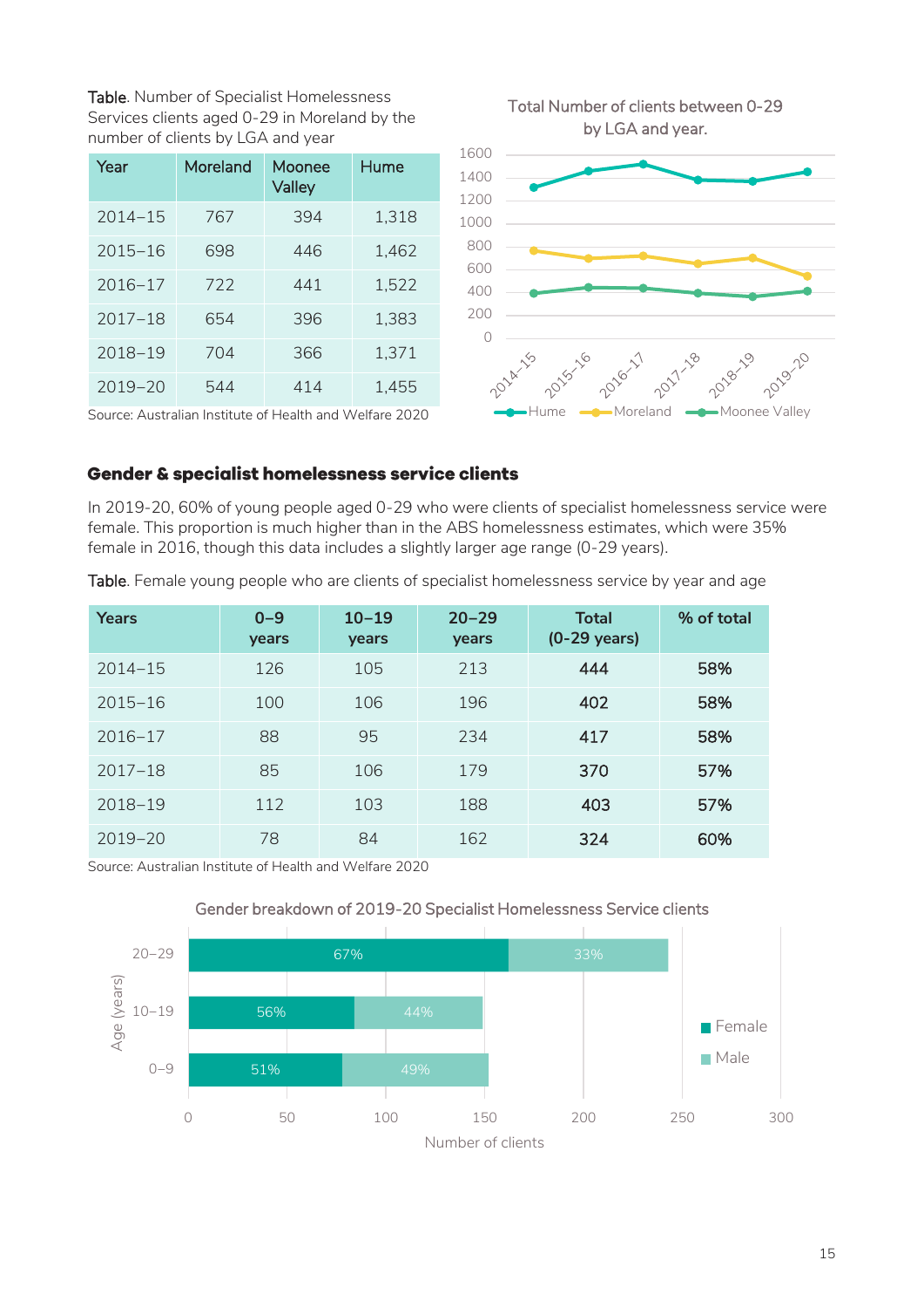Table. Number of Specialist Homelessness Services clients aged 0-29 in Moreland by the number of clients by LGA and year

| Year | Moreland | Moonee Valley | Hume |
|---|---|---|---|
| 2014–15 | 767 | 394 | 1,318 |
| 2015–16 | 698 | 446 | 1,462 |
| 2016–17 | 722 | 441 | 1,522 |
| 2017–18 | 654 | 396 | 1,383 |
| 2018–19 | 704 | 366 | 1,371 |
| 2019–20 | 544 | 414 | 1,455 |

Source: Australian Institute of Health and Welfare 2020

Total Number of clients between 0-29 by LGA and year.

## Gender & specialist homelessness service clients

In 2019-20, 60% of young people aged 0-29 who were clients of specialist homelessness service were female. This proportion is much higher than in the ABS homelessness estimates, which were 35% female in 2016, though this data includes a slightly larger age range (0-29 years).

Table. Female young people who are clients of specialist homelessness service by year and age

| Years | 0–9 years | 10–19 years | 20–29 years | Total (0-29 years) | % of total |
|---|---|---|---|---|---|
| 2014–15 | 126 | 105 | 213 | **444** | **58%** |
| 2015–16 | 100 | 106 | 196 | **402** | **58%** |
| 2016–17 | 88 | 95 | 234 | **417** | **58%** |
| 2017–18 | 85 | 106 | 179 | **370** | **57%** |
| 2018–19 | 112 | 103 | 188 | **403** | **57%** |
| 2019–20 | 78 | 84 | 162 | **324** | **60%** |

Source: Australian Institute of Health and Welfare 2020

Gender breakdown of 2019-20 Specialist Homelessness Service clients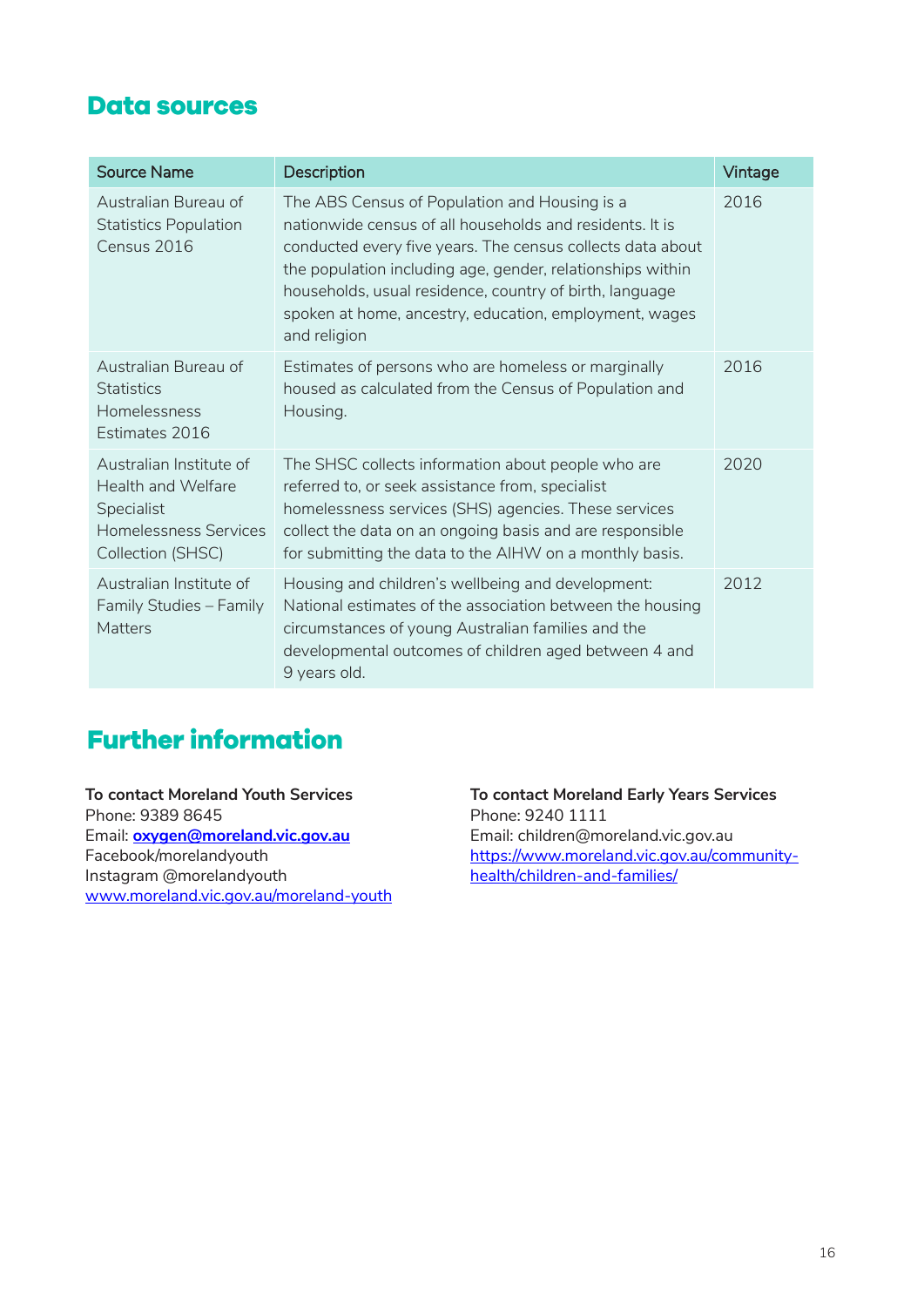## Data sources

| Source Name | Description | Vintage |
|---|---|---|
| Australian Bureau of Statistics Population Census 2016 | The ABS Census of Population and Housing is a nationwide census of all households and residents. It is conducted every five years. The census collects data about the population including age, gender, relationships within households, usual residence, country of birth, language spoken at home, ancestry, education, employment, wages and religion | 2016 |
| Australian Bureau of Statistics Homelessness Estimates 2016 | Estimates of persons who are homeless or marginally housed as calculated from the Census of Population and Housing. | 2016 |
| Australian Institute of Health and Welfare Specialist Homelessness Services Collection (SHSC) | The SHSC collects information about people who are referred to, or seek assistance from, specialist homelessness services (SHS) agencies. These services collect the data on an ongoing basis and are responsible for submitting the data to the AIHW on a monthly basis. | 2020 |
| Australian Institute of Family Studies – Family Matters | Housing and children's wellbeing and development: National estimates of the association between the housing circumstances of young Australian families and the developmental outcomes of children aged between 4 and 9 years old. | 2012 |

## Further information

**To contact Moreland Youth Services**
Phone: 9389 8645
Email: **oxygen@moreland.vic.gov.au**
Facebook/morelandyouth
Instagram @morelandyouth
www.moreland.vic.gov.au/moreland-youth

**To contact Moreland Early Years Services**
Phone: 9240 1111
Email: children@moreland.vic.gov.au
https://www.moreland.vic.gov.au/community-health/children-and-families/